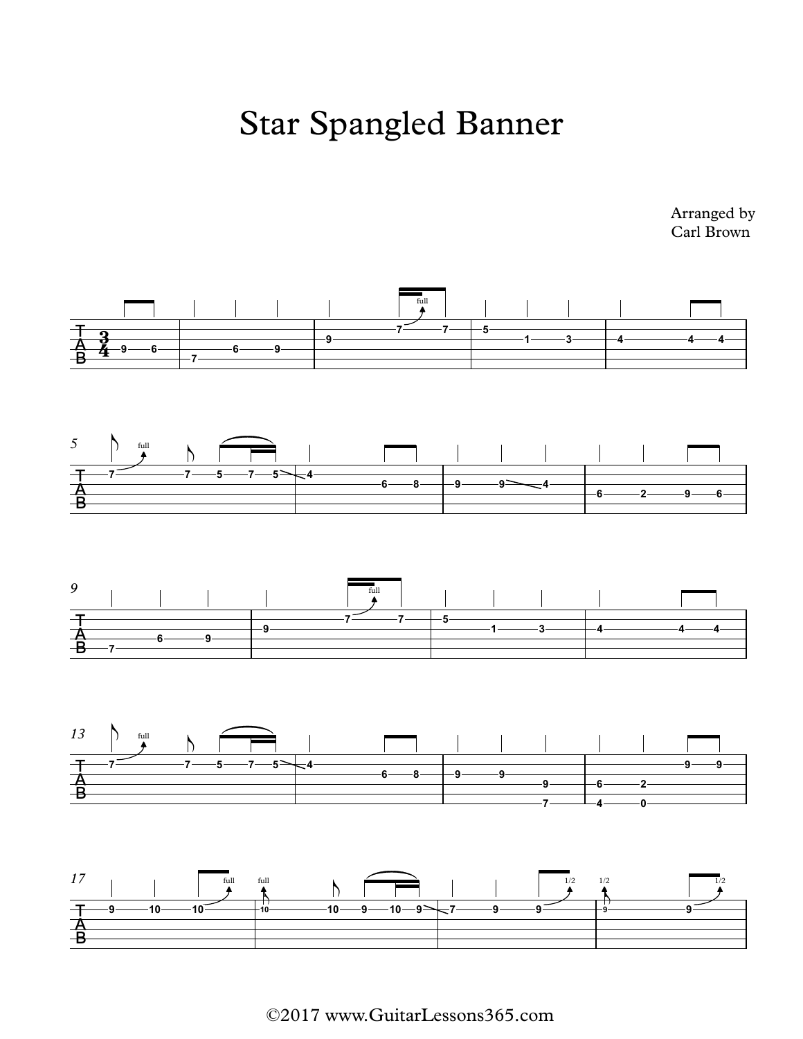# Star Spangled Banner

Arranged by
Carl Brown

©2017 www.GuitarLessons365.com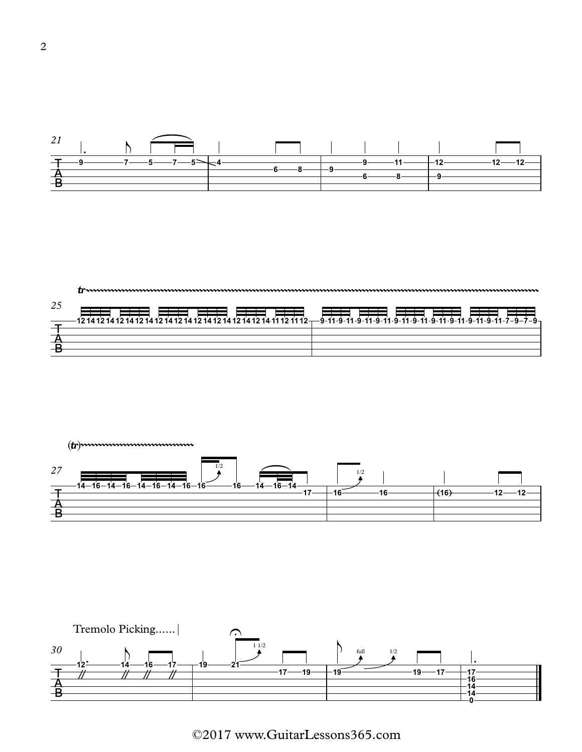Tremolo Picking......|